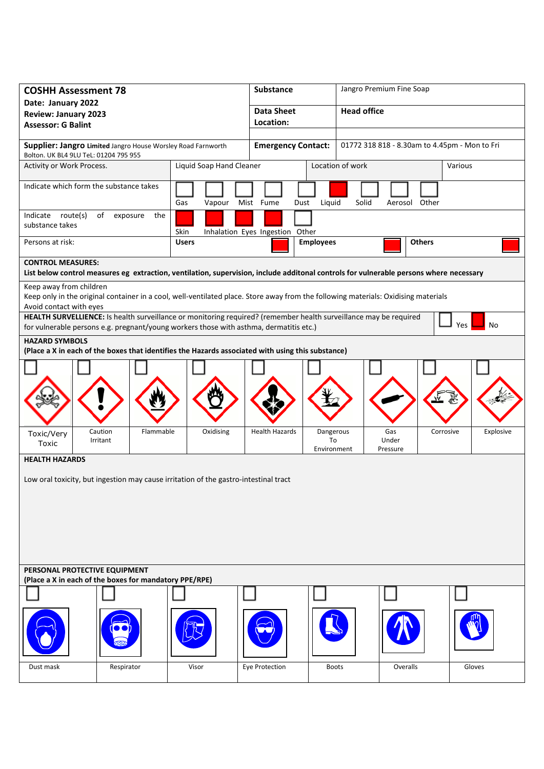| **COSHH Assessment 78**<br>**Date: January 2022**<br>**Review: January 2023**<br>**Assessor: G Balint** | **Substance** | Jangro Premium Fine Soap |
|---|---|---|
| | **Data Sheet Location:** | **Head office** |
| **Supplier: Jangro Limited** Jangro House Worsley Road Farnworth Bolton. UK BL4 9LU TeL: 01204 795 955 | **Emergency Contact:** | 01772 318 818 - 8.30am to 4.45pm - Mon to Fri |

| Activity or Work Process. | Liquid Soap Hand Cleaner | Location of work | Various |
|---|---|---|---|

**Indicate which form the substance takes**

| Gas | Vapour | Mist | Fume | Dust | Liquid | Solid | Aerosol | Other |
|---|---|---|---|---|---|---|---|---|
| | | | | | ■ | | | |

**Indicate route(s) of exposure the substance takes**

| Skin | Inhalation | Eyes | Ingestion | Other |
|---|---|---|---|---|
| ■ | ■ | ■ | ■ | |

**Persons at risk:**

| Users | Employees | Others |
|---|---|---|
| ■ | ■ | ■ |

**CONTROL MEASURES:**
**List below control measures eg extraction, ventilation, supervision, include additonal controls for vulnerable persons where necessary**

Keep away from children
Keep only in the original container in a cool, well-ventilated place. Store away from the following materials: Oxidising materials
Avoid contact with eyes

**HEALTH SURVELLIENCE:** Is health surveillance or monitoring required? (remember health surveillance may be required for vulnerable persons e.g. pregnant/young workers those with asthma, dermatitis etc.)

| Yes | No |
|---|---|
| | ■ |

**HAZARD SYMBOLS**
**(Place a X in each of the boxes that identifies the Hazards associated with using this substance)**

| Toxic/Very Toxic | Caution Irritant | Flammable | Oxidising | Health Hazards | Dangerous To Environment | Gas Under Pressure | Corrosive | Explosive |
|---|---|---|---|---|---|---|---|---|
| | | | | | | | | |

**HEALTH HAZARDS**

Low oral toxicity, but ingestion may cause irritation of the gastro-intestinal tract

**PERSONAL PROTECTIVE EQUIPMENT**
**(Place a X in each of the boxes for mandatory PPE/RPE)**

| Dust mask | Respirator | Visor | Eye Protection | Boots | Overalls | Gloves |
|---|---|---|---|---|---|---|
| | | | | | | |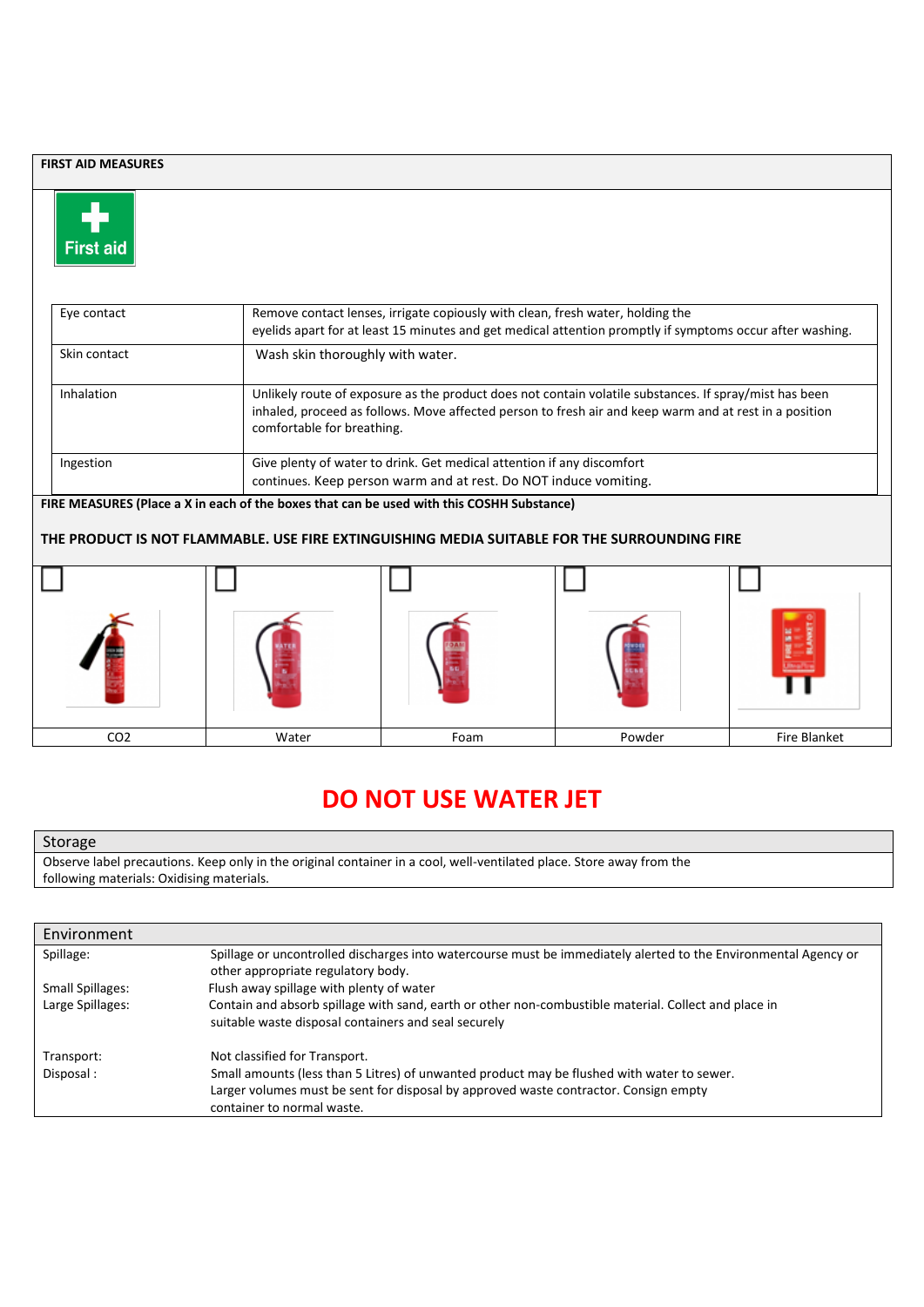## FIRST AID MEASURES

First aid

| | |
|---|---|
| Eye contact | Remove contact lenses, irrigate copiously with clean, fresh water, holding the eyelids apart for at least 15 minutes and get medical attention promptly if symptoms occur after washing. |
| Skin contact | Wash skin thoroughly with water. |
| Inhalation | Unlikely route of exposure as the product does not contain volatile substances. If spray/mist has been inhaled, proceed as follows. Move affected person to fresh air and keep warm and at rest in a position comfortable for breathing. |
| Ingestion | Give plenty of water to drink. Get medical attention if any discomfort continues. Keep person warm and at rest. Do NOT induce vomiting. |

## FIRE MEASURES (Place a X in each of the boxes that can be used with this COSHH Substance)

**THE PRODUCT IS NOT FLAMMABLE. USE FIRE EXTINGUISHING MEDIA SUITABLE FOR THE SURROUNDING FIRE**

| ☐ | ☐ | ☐ | ☐ | ☐ |
|---|---|---|---|---|
| CO2 | Water | Foam | Powder | Fire Blanket |

# DO NOT USE WATER JET

## Storage

Observe label precautions. Keep only in the original container in a cool, well-ventilated place. Store away from the following materials: Oxidising materials.

## Environment

| | |
|---|---|
| Spillage: | Spillage or uncontrolled discharges into watercourse must be immediately alerted to the Environmental Agency or other appropriate regulatory body. |
| Small Spillages: | Flush away spillage with plenty of water |
| Large Spillages: | Contain and absorb spillage with sand, earth or other non-combustible material. Collect and place in suitable waste disposal containers and seal securely |
| Transport: | Not classified for Transport. |
| Disposal : | Small amounts (less than 5 Litres) of unwanted product may be flushed with water to sewer. Larger volumes must be sent for disposal by approved waste contractor. Consign empty container to normal waste. |